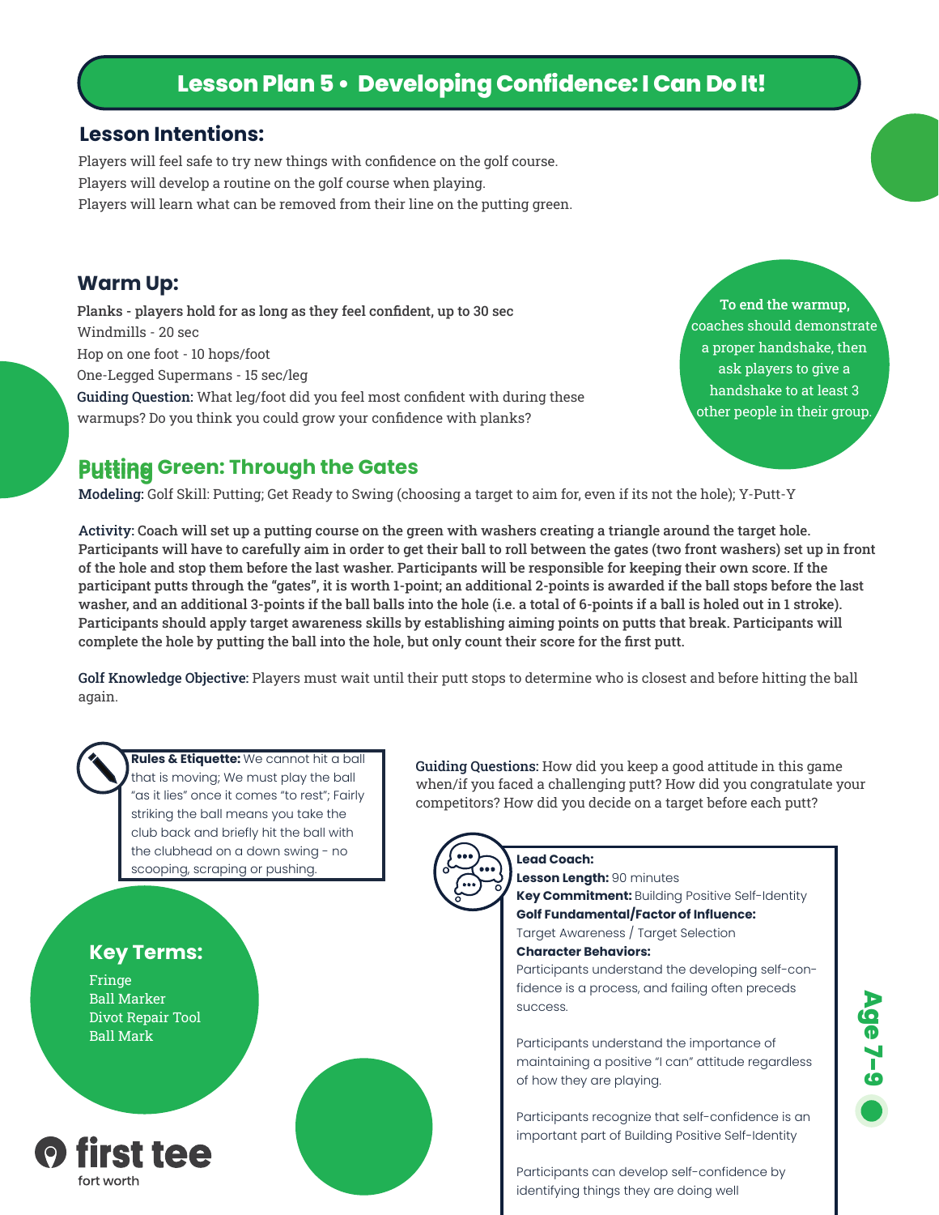# Lesson Plan 5 • Developing Confidence: I Can Do It!

## Lesson Intentions:

Players will feel safe to try new things with confidence on the golf course.
Players will develop a routine on the golf course when playing.
Players will learn what can be removed from their line on the putting green.

## Warm Up:

**Planks - players hold for as long as they feel confident, up to 30 sec**
Windmills - 20 sec
Hop on one foot - 10 hops/foot
One-Legged Supermans - 15 sec/leg
**Guiding Question:** What leg/foot did you feel most confident with during these warmups? Do you think you could grow your confidence with planks?

To end the warmup, coaches should demonstrate a proper handshake, then ask players to give a handshake to at least 3 other people in their group.

## Putting Green: Through the Gates

**Modeling:** Golf Skill: Putting; Get Ready to Swing (choosing a target to aim for, even if its not the hole); Y-Putt-Y

**Activity: Coach will set up a putting course on the green with washers creating a triangle around the target hole. Participants will have to carefully aim in order to get their ball to roll between the gates (two front washers) set up in front of the hole and stop them before the last washer. Participants will be responsible for keeping their own score. If the participant putts through the "gates", it is worth 1-point; an additional 2-points is awarded if the ball stops before the last washer, and an additional 3-points if the ball balls into the hole (i.e. a total of 6-points if a ball is holed out in 1 stroke). Participants should apply target awareness skills by establishing aiming points on putts that break. Participants will complete the hole by putting the ball into the hole, but only count their score for the first putt.**

**Golf Knowledge Objective:** Players must wait until their putt stops to determine who is closest and before hitting the ball again.

**Rules & Etiquette:** We cannot hit a ball that is moving; We must play the ball "as it lies" once it comes "to rest"; Fairly striking the ball means you take the club back and briefly hit the ball with the clubhead on a down swing - no scooping, scraping or pushing.

**Guiding Questions:** How did you keep a good attitude in this game when/if you faced a challenging putt? How did you congratulate your competitors? How did you decide on a target before each putt?

### Key Terms:

Fringe
Ball Marker
Divot Repair Tool
Ball Mark

**Lead Coach:**
**Lesson Length:** 90 minutes
**Key Commitment:** Building Positive Self-Identity
**Golf Fundamental/Factor of Influence:**
Target Awareness / Target Selection
**Character Behaviors:**
Participants understand the developing self-confidence is a process, and failing often preceds success.

Participants understand the importance of maintaining a positive "I can" attitude regardless of how they are playing.

Participants recognize that self-confidence is an important part of Building Positive Self-Identity

Participants can develop self-confidence by identifying things they are doing well

Age 7-9

first tee
fort worth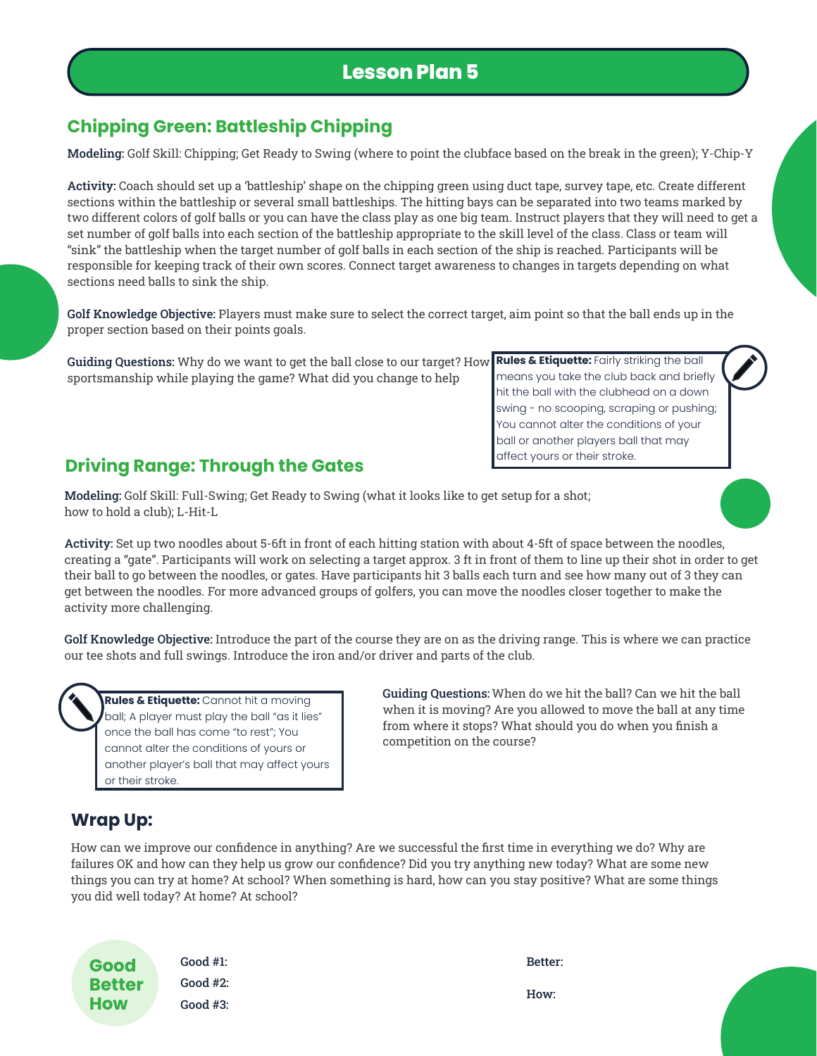# Lesson Plan 5

## Chipping Green: Battleship Chipping

**Modeling:** Golf Skill: Chipping; Get Ready to Swing (where to point the clubface based on the break in the green); Y-Chip-Y

**Activity:** Coach should set up a 'battleship' shape on the chipping green using duct tape, survey tape, etc. Create different sections within the battleship or several small battleships. The hitting bays can be separated into two teams marked by two different colors of golf balls or you can have the class play as one big team. Instruct players that they will need to get a set number of golf balls into each section of the battleship appropriate to the skill level of the class. Class or team will "sink" the battleship when the target number of golf balls in each section of the ship is reached. Participants will be responsible for keeping track of their own scores. Connect target awareness to changes in targets depending on what sections need balls to sink the ship.

**Golf Knowledge Objective:** Players must make sure to select the correct target, aim point so that the ball ends up in the proper section based on their points goals.

**Guiding Questions:** Why do we want to get the ball close to our target? How sportsmanship while playing the game? What did you change to help

**Rules & Etiquette:** Fairly striking the ball means you take the club back and briefly hit the ball with the clubhead on a down swing - no scooping, scraping or pushing; You cannot alter the conditions of your ball or another players ball that may affect yours or their stroke.

## Driving Range: Through the Gates

**Modeling:** Golf Skill: Full-Swing; Get Ready to Swing (what it looks like to get setup for a shot; how to hold a club); L-Hit-L

**Activity:** Set up two noodles about 5-6ft in front of each hitting station with about 4-5ft of space between the noodles, creating a "gate". Participants will work on selecting a target approx. 3 ft in front of them to line up their shot in order to get their ball to go between the noodles, or gates. Have participants hit 3 balls each turn and see how many out of 3 they can get between the noodles. For more advanced groups of golfers, you can move the noodles closer together to make the activity more challenging.

**Golf Knowledge Objective:** Introduce the part of the course they are on as the driving range. This is where we can practice our tee shots and full swings. Introduce the iron and/or driver and parts of the club.

**Rules & Etiquette:** Cannot hit a moving ball; A player must play the ball "as it lies" once the ball has come "to rest"; You cannot alter the conditions of yours or another player's ball that may affect yours or their stroke.

**Guiding Questions:** When do we hit the ball? Can we hit the ball when it is moving? Are you allowed to move the ball at any time from where it stops? What should you do when you finish a competition on the course?

## Wrap Up:

How can we improve our confidence in anything? Are we successful the first time in everything we do? Why are failures OK and how can they help us grow our confidence? Did you try anything new today? What are some new things you can try at home? At school? When something is hard, how can you stay positive? What are some things you did well today? At home? At school?

**Good Better How**

**Good #1:**

**Good #2:**

**Good #3:**

**Better:**

**How:**